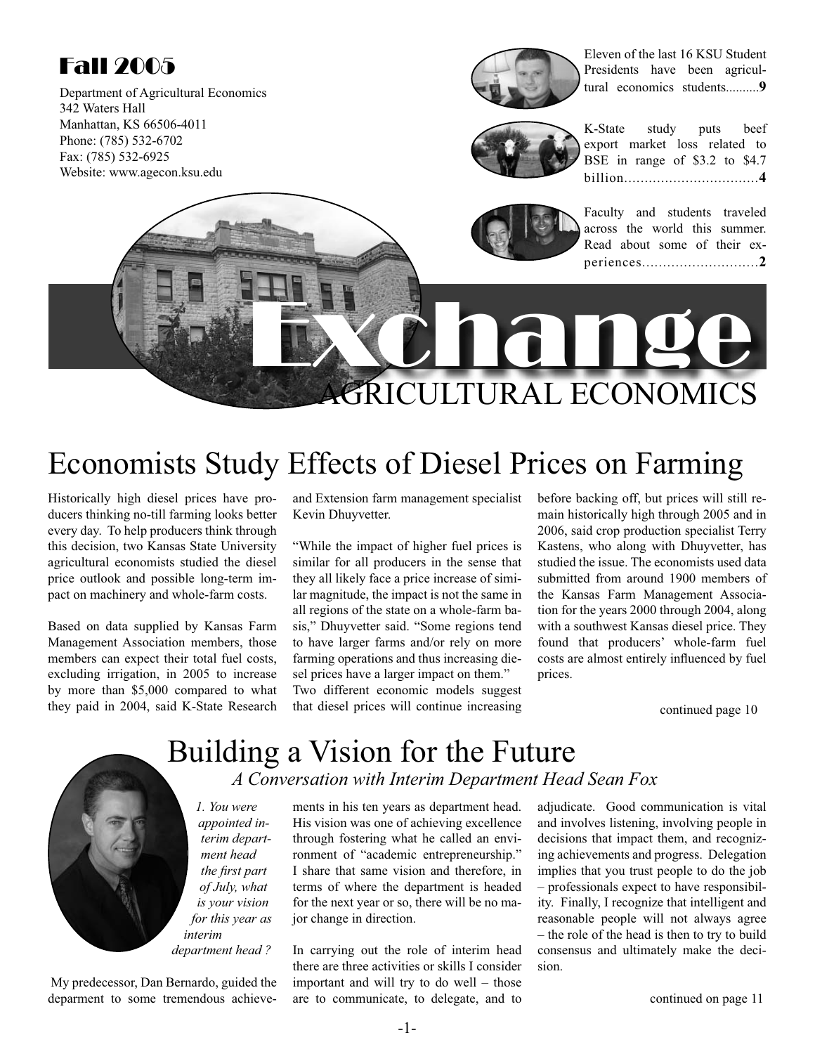# Fall 2005

Department of Agricultural Economics
342 Waters Hall
Manhattan, KS 66506-4011
Phone: (785) 532-6702
Fax: (785) 532-6925
Website: www.agecon.ksu.edu

Eleven of the last 16 KSU Student Presidents have been agricultural economics students..........**9**

K-State study puts beef export market loss related to BSE in range of $3.2 to $4.7 billion.................................**4**

Faculty and students traveled across the world this summer. Read about some of their experiences............................**2**

# Exchange

## AGRICULTURAL ECONOMICS

# Economists Study Effects of Diesel Prices on Farming

Historically high diesel prices have producers thinking no-till farming looks better every day. To help producers think through this decision, two Kansas State University agricultural economists studied the diesel price outlook and possible long-term impact on machinery and whole-farm costs.

Based on data supplied by Kansas Farm Management Association members, those members can expect their total fuel costs, excluding irrigation, in 2005 to increase by more than $5,000 compared to what they paid in 2004, said K-State Research and Extension farm management specialist Kevin Dhuyvetter.

"While the impact of higher fuel prices is similar for all producers in the sense that they all likely face a price increase of similar magnitude, the impact is not the same in all regions of the state on a whole-farm basis," Dhuyvetter said. "Some regions tend to have larger farms and/or rely on more farming operations and thus increasing diesel prices have a larger impact on them."

Two different economic models suggest that diesel prices will continue increasing before backing off, but prices will still remain historically high through 2005 and in 2006, said crop production specialist Terry Kastens, who along with Dhuyvetter, has studied the issue. The economists used data submitted from around 1900 members of the Kansas Farm Management Association for the years 2000 through 2004, along with a southwest Kansas diesel price. They found that producers' whole-farm fuel costs are almost entirely influenced by fuel prices.

continued page 10

# Building a Vision for the Future

*A Conversation with Interim Department Head Sean Fox*

*1. You were appointed interim department head the first part of July, what is your vision for this year as interim department head ?*

My predecessor, Dan Bernardo, guided the deparment to some tremendous achievements in his ten years as department head. His vision was one of achieving excellence through fostering what he called an environment of "academic entrepreneurship." I share that same vision and therefore, in terms of where the department is headed for the next year or so, there will be no major change in direction.

In carrying out the role of interim head there are three activities or skills I consider important and will try to do well – those are to communicate, to delegate, and to adjudicate. Good communication is vital and involves listening, involving people in decisions that impact them, and recognizing achievements and progress. Delegation implies that you trust people to do the job – professionals expect to have responsibility. Finally, I recognize that intelligent and reasonable people will not always agree – the role of the head is then to try to build consensus and ultimately make the decision.

continued on page 11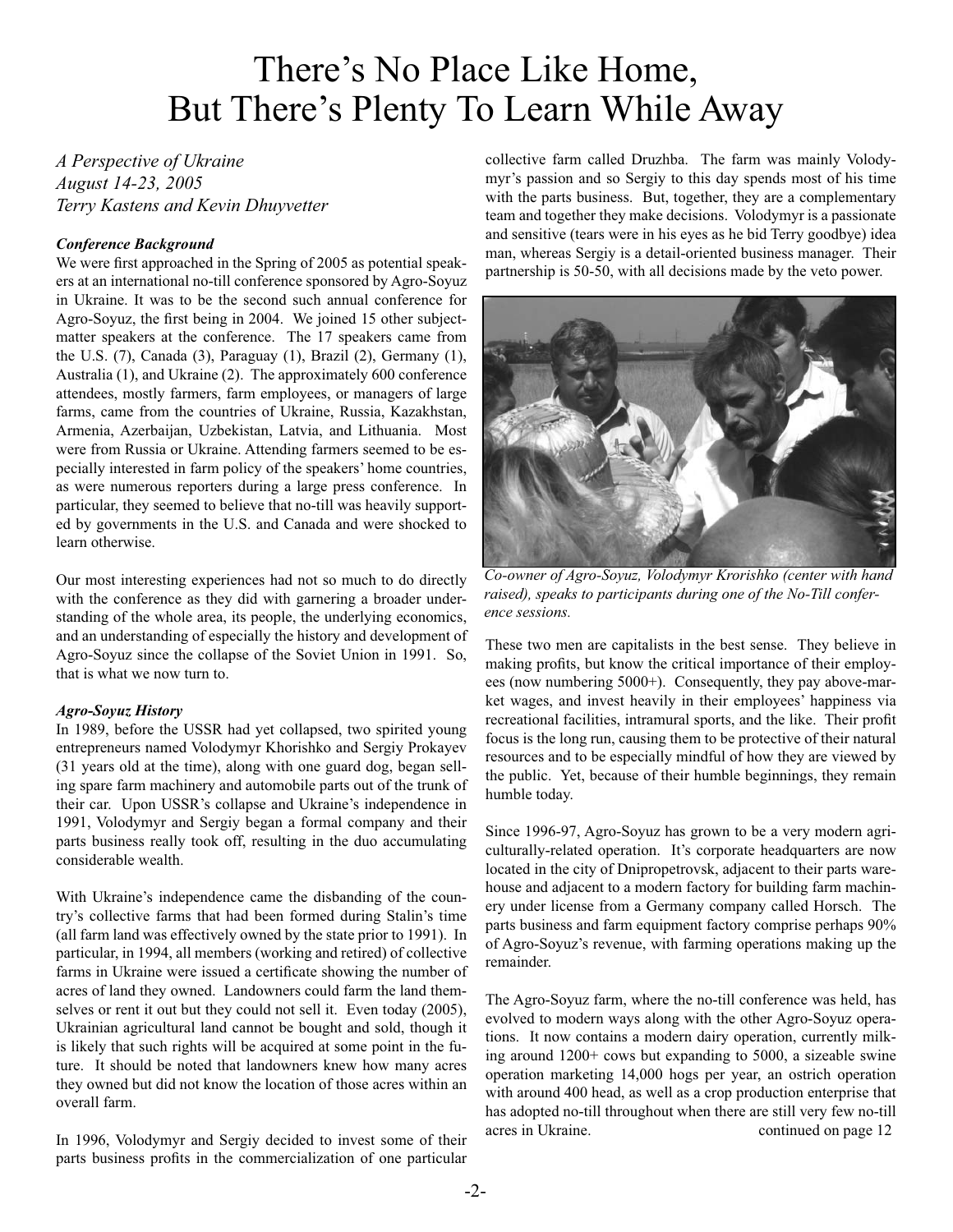# There's No Place Like Home, But There's Plenty To Learn While Away

*A Perspective of Ukraine*
*August 14-23, 2005*
*Terry Kastens and Kevin Dhuyvetter*

### *Conference Background*

We were first approached in the Spring of 2005 as potential speakers at an international no-till conference sponsored by Agro-Soyuz in Ukraine. It was to be the second such annual conference for Agro-Soyuz, the first being in 2004. We joined 15 other subject-matter speakers at the conference. The 17 speakers came from the U.S. (7), Canada (3), Paraguay (1), Brazil (2), Germany (1), Australia (1), and Ukraine (2). The approximately 600 conference attendees, mostly farmers, farm employees, or managers of large farms, came from the countries of Ukraine, Russia, Kazakhstan, Armenia, Azerbaijan, Uzbekistan, Latvia, and Lithuania. Most were from Russia or Ukraine. Attending farmers seemed to be especially interested in farm policy of the speakers' home countries, as were numerous reporters during a large press conference. In particular, they seemed to believe that no-till was heavily supported by governments in the U.S. and Canada and were shocked to learn otherwise.

Our most interesting experiences had not so much to do directly with the conference as they did with garnering a broader understanding of the whole area, its people, the underlying economics, and an understanding of especially the history and development of Agro-Soyuz since the collapse of the Soviet Union in 1991. So, that is what we now turn to.

### *Agro-Soyuz History*

In 1989, before the USSR had yet collapsed, two spirited young entrepreneurs named Volodymyr Khorishko and Sergiy Prokayev (31 years old at the time), along with one guard dog, began selling spare farm machinery and automobile parts out of the trunk of their car. Upon USSR's collapse and Ukraine's independence in 1991, Volodymyr and Sergiy began a formal company and their parts business really took off, resulting in the duo accumulating considerable wealth.

With Ukraine's independence came the disbanding of the country's collective farms that had been formed during Stalin's time (all farm land was effectively owned by the state prior to 1991). In particular, in 1994, all members (working and retired) of collective farms in Ukraine were issued a certificate showing the number of acres of land they owned. Landowners could farm the land themselves or rent it out but they could not sell it. Even today (2005), Ukrainian agricultural land cannot be bought and sold, though it is likely that such rights will be acquired at some point in the future. It should be noted that landowners knew how many acres they owned but did not know the location of those acres within an overall farm.

In 1996, Volodymyr and Sergiy decided to invest some of their parts business profits in the commercialization of one particular collective farm called Druzhba. The farm was mainly Volodymyr's passion and so Sergiy to this day spends most of his time with the parts business. But, together, they are a complementary team and together they make decisions. Volodymyr is a passionate and sensitive (tears were in his eyes as he bid Terry goodbye) idea man, whereas Sergiy is a detail-oriented business manager. Their partnership is 50-50, with all decisions made by the veto power.

*Co-owner of Agro-Soyuz, Volodymyr Krorishko (center with hand raised), speaks to participants during one of the No-Till conference sessions.*

These two men are capitalists in the best sense. They believe in making profits, but know the critical importance of their employees (now numbering 5000+). Consequently, they pay above-market wages, and invest heavily in their employees' happiness via recreational facilities, intramural sports, and the like. Their profit focus is the long run, causing them to be protective of their natural resources and to be especially mindful of how they are viewed by the public. Yet, because of their humble beginnings, they remain humble today.

Since 1996-97, Agro-Soyuz has grown to be a very modern agriculturally-related operation. It's corporate headquarters are now located in the city of Dnipropetrovsk, adjacent to their parts warehouse and adjacent to a modern factory for building farm machinery under license from a Germany company called Horsch. The parts business and farm equipment factory comprise perhaps 90% of Agro-Soyuz's revenue, with farming operations making up the remainder.

The Agro-Soyuz farm, where the no-till conference was held, has evolved to modern ways along with the other Agro-Soyuz operations. It now contains a modern dairy operation, currently milking around 1200+ cows but expanding to 5000, a sizeable swine operation marketing 14,000 hogs per year, an ostrich operation with around 400 head, as well as a crop production enterprise that has adopted no-till throughout when there are still very few no-till acres in Ukraine. continued on page 12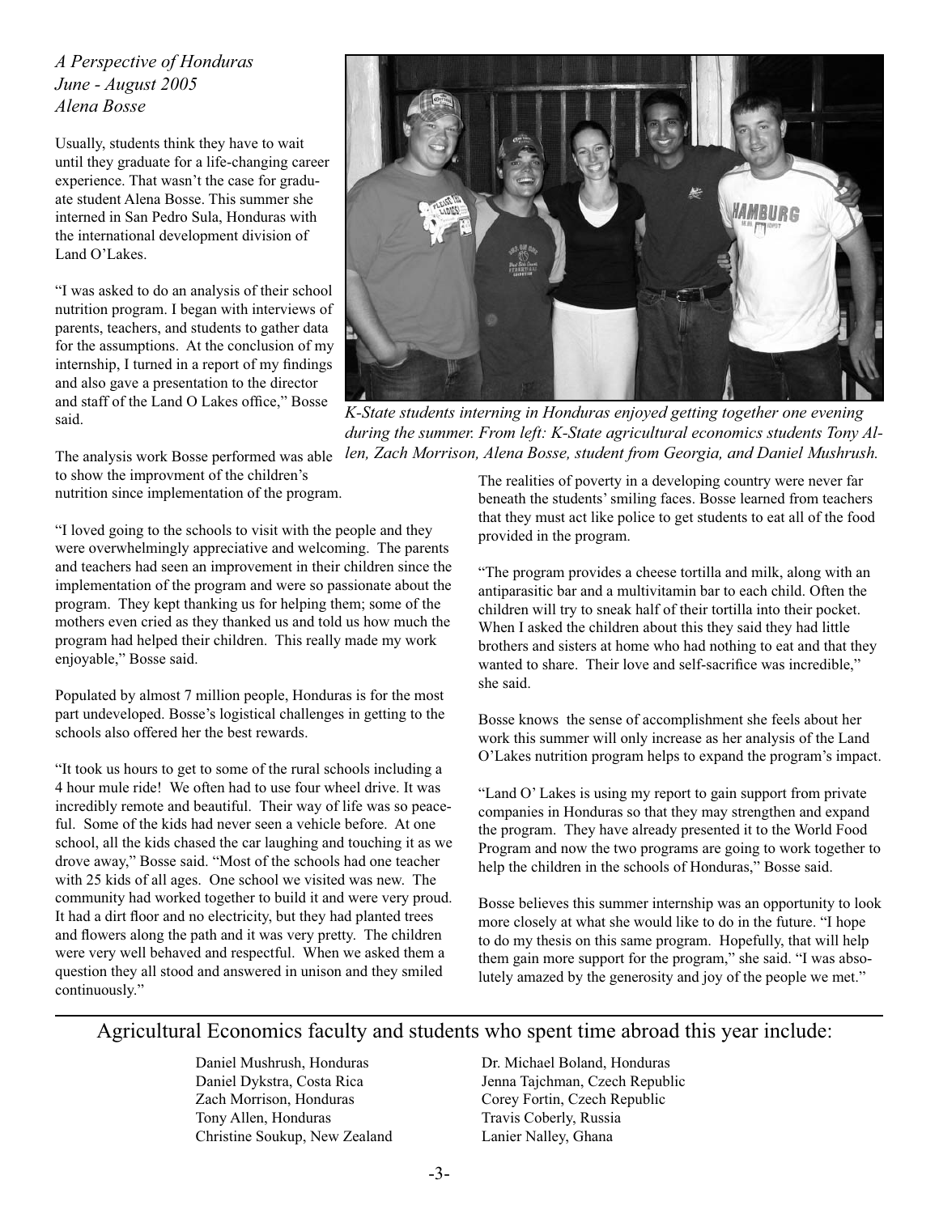*A Perspective of Honduras*
*June - August 2005*
*Alena Bosse*

Usually, students think they have to wait until they graduate for a life-changing career experience. That wasn't the case for graduate student Alena Bosse. This summer she interned in San Pedro Sula, Honduras with the international development division of Land O'Lakes.

"I was asked to do an analysis of their school nutrition program. I began with interviews of parents, teachers, and students to gather data for the assumptions. At the conclusion of my internship, I turned in a report of my findings and also gave a presentation to the director and staff of the Land O Lakes office," Bosse said.

*K-State students interning in Honduras enjoyed getting together one evening during the summer. From left: K-State agricultural economics students Tony Allen, Zach Morrison, Alena Bosse, student from Georgia, and Daniel Mushrush.*

The analysis work Bosse performed was able to show the improvment of the children's nutrition since implementation of the program.

"I loved going to the schools to visit with the people and they were overwhelmingly appreciative and welcoming. The parents and teachers had seen an improvement in their children since the implementation of the program and were so passionate about the program. They kept thanking us for helping them; some of the mothers even cried as they thanked us and told us how much the program had helped their children. This really made my work enjoyable," Bosse said.

Populated by almost 7 million people, Honduras is for the most part undeveloped. Bosse's logistical challenges in getting to the schools also offered her the best rewards.

"It took us hours to get to some of the rural schools including a 4 hour mule ride! We often had to use four wheel drive. It was incredibly remote and beautiful. Their way of life was so peaceful. Some of the kids had never seen a vehicle before. At one school, all the kids chased the car laughing and touching it as we drove away," Bosse said. "Most of the schools had one teacher with 25 kids of all ages. One school we visited was new. The community had worked together to build it and were very proud. It had a dirt floor and no electricity, but they had planted trees and flowers along the path and it was very pretty. The children were very well behaved and respectful. When we asked them a question they all stood and answered in unison and they smiled continuously."

The realities of poverty in a developing country were never far beneath the students' smiling faces. Bosse learned from teachers that they must act like police to get students to eat all of the food provided in the program.

"The program provides a cheese tortilla and milk, along with an antiparasitic bar and a multivitamin bar to each child. Often the children will try to sneak half of their tortilla into their pocket. When I asked the children about this they said they had little brothers and sisters at home who had nothing to eat and that they wanted to share. Their love and self-sacrifice was incredible," she said.

Bosse knows the sense of accomplishment she feels about her work this summer will only increase as her analysis of the Land O'Lakes nutrition program helps to expand the program's impact.

"Land O' Lakes is using my report to gain support from private companies in Honduras so that they may strengthen and expand the program. They have already presented it to the World Food Program and now the two programs are going to work together to help the children in the schools of Honduras," Bosse said.

Bosse believes this summer internship was an opportunity to look more closely at what she would like to do in the future. "I hope to do my thesis on this same program. Hopefully, that will help them gain more support for the program," she said. "I was absolutely amazed by the generosity and joy of the people we met."

## Agricultural Economics faculty and students who spent time abroad this year include:

- Daniel Mushrush, Honduras
- Daniel Dykstra, Costa Rica
- Zach Morrison, Honduras
- Tony Allen, Honduras
- Christine Soukup, New Zealand
- Dr. Michael Boland, Honduras
- Jenna Tajchman, Czech Republic
- Corey Fortin, Czech Republic
- Travis Coberly, Russia
- Lanier Nalley, Ghana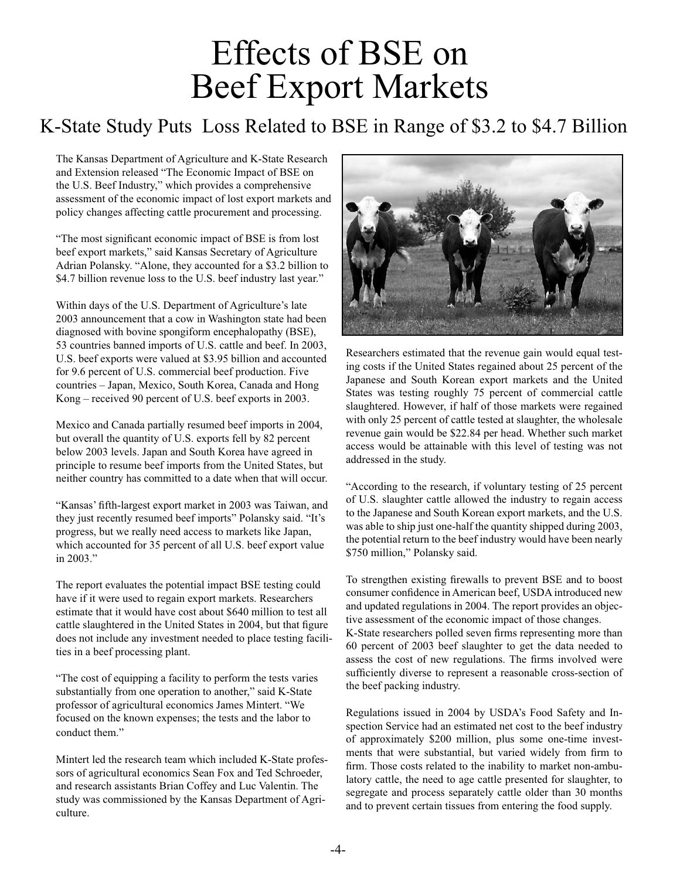# Effects of BSE on Beef Export Markets

## K-State Study Puts Loss Related to BSE in Range of $3.2 to $4.7 Billion

The Kansas Department of Agriculture and K-State Research and Extension released "The Economic Impact of BSE on the U.S. Beef Industry," which provides a comprehensive assessment of the economic impact of lost export markets and policy changes affecting cattle procurement and processing.

"The most significant economic impact of BSE is from lost beef export markets," said Kansas Secretary of Agriculture Adrian Polansky. "Alone, they accounted for a $3.2 billion to $4.7 billion revenue loss to the U.S. beef industry last year."

Within days of the U.S. Department of Agriculture's late 2003 announcement that a cow in Washington state had been diagnosed with bovine spongiform encephalopathy (BSE), 53 countries banned imports of U.S. cattle and beef. In 2003, U.S. beef exports were valued at $3.95 billion and accounted for 9.6 percent of U.S. commercial beef production. Five countries – Japan, Mexico, South Korea, Canada and Hong Kong – received 90 percent of U.S. beef exports in 2003.

Mexico and Canada partially resumed beef imports in 2004, but overall the quantity of U.S. exports fell by 82 percent below 2003 levels. Japan and South Korea have agreed in principle to resume beef imports from the United States, but neither country has committed to a date when that will occur.

"Kansas' fifth-largest export market in 2003 was Taiwan, and they just recently resumed beef imports" Polansky said. "It's progress, but we really need access to markets like Japan, which accounted for 35 percent of all U.S. beef export value in 2003."

The report evaluates the potential impact BSE testing could have if it were used to regain export markets. Researchers estimate that it would have cost about $640 million to test all cattle slaughtered in the United States in 2004, but that figure does not include any investment needed to place testing facilities in a beef processing plant.

"The cost of equipping a facility to perform the tests varies substantially from one operation to another," said K-State professor of agricultural economics James Mintert. "We focused on the known expenses; the tests and the labor to conduct them."

Mintert led the research team which included K-State professors of agricultural economics Sean Fox and Ted Schroeder, and research assistants Brian Coffey and Luc Valentin. The study was commissioned by the Kansas Department of Agriculture.

Researchers estimated that the revenue gain would equal testing costs if the United States regained about 25 percent of the Japanese and South Korean export markets and the United States was testing roughly 75 percent of commercial cattle slaughtered. However, if half of those markets were regained with only 25 percent of cattle tested at slaughter, the wholesale revenue gain would be $22.84 per head. Whether such market access would be attainable with this level of testing was not addressed in the study.

"According to the research, if voluntary testing of 25 percent of U.S. slaughter cattle allowed the industry to regain access to the Japanese and South Korean export markets, and the U.S. was able to ship just one-half the quantity shipped during 2003, the potential return to the beef industry would have been nearly $750 million," Polansky said.

To strengthen existing firewalls to prevent BSE and to boost consumer confidence in American beef, USDA introduced new and updated regulations in 2004. The report provides an objective assessment of the economic impact of those changes.

K-State researchers polled seven firms representing more than 60 percent of 2003 beef slaughter to get the data needed to assess the cost of new regulations. The firms involved were sufficiently diverse to represent a reasonable cross-section of the beef packing industry.

Regulations issued in 2004 by USDA's Food Safety and Inspection Service had an estimated net cost to the beef industry of approximately $200 million, plus some one-time investments that were substantial, but varied widely from firm to firm. Those costs related to the inability to market non-ambulatory cattle, the need to age cattle presented for slaughter, to segregate and process separately cattle older than 30 months and to prevent certain tissues from entering the food supply.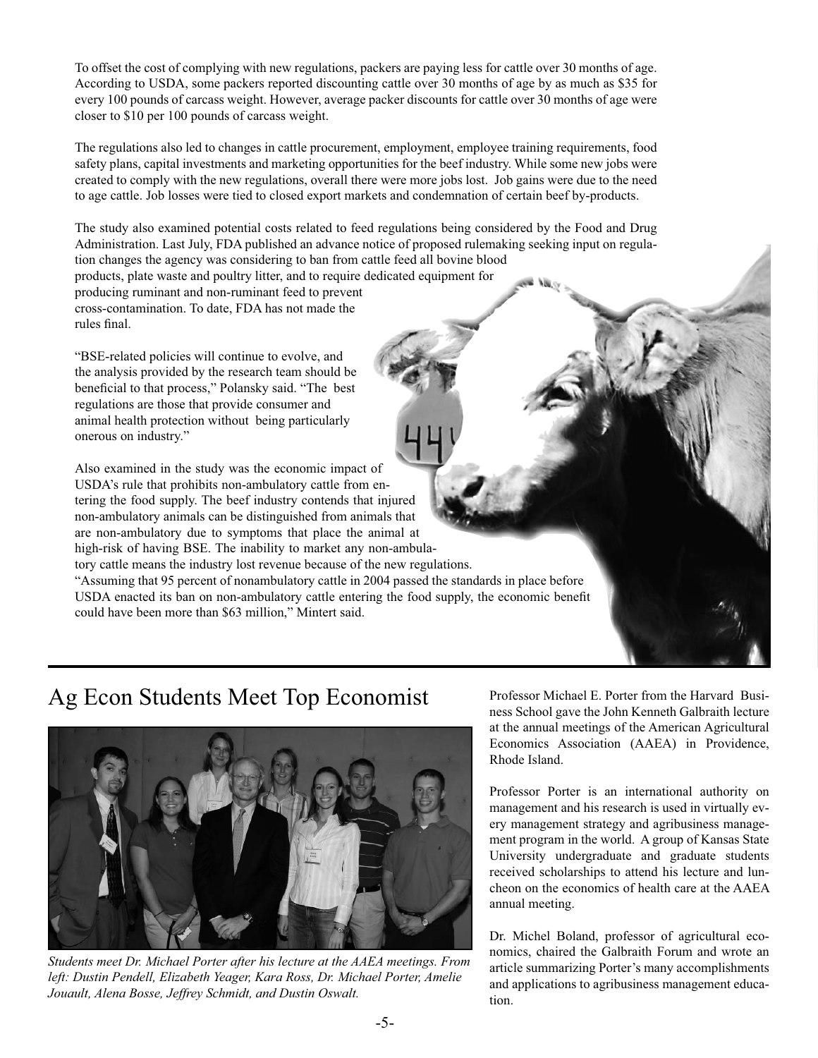To offset the cost of complying with new regulations, packers are paying less for cattle over 30 months of age. According to USDA, some packers reported discounting cattle over 30 months of age by as much as $35 for every 100 pounds of carcass weight. However, average packer discounts for cattle over 30 months of age were closer to $10 per 100 pounds of carcass weight.

The regulations also led to changes in cattle procurement, employment, employee training requirements, food safety plans, capital investments and marketing opportunities for the beef industry. While some new jobs were created to comply with the new regulations, overall there were more jobs lost. Job gains were due to the need to age cattle. Job losses were tied to closed export markets and condemnation of certain beef by-products.

The study also examined potential costs related to feed regulations being considered by the Food and Drug Administration. Last July, FDA published an advance notice of proposed rulemaking seeking input on regulation changes the agency was considering to ban from cattle feed all bovine blood products, plate waste and poultry litter, and to require dedicated equipment for producing ruminant and non-ruminant feed to prevent cross-contamination. To date, FDA has not made the rules final.

"BSE-related policies will continue to evolve, and the analysis provided by the research team should be beneficial to that process," Polansky said. "The best regulations are those that provide consumer and animal health protection without being particularly onerous on industry."

Also examined in the study was the economic impact of USDA's rule that prohibits non-ambulatory cattle from entering the food supply. The beef industry contends that injured non-ambulatory animals can be distinguished from animals that are non-ambulatory due to symptoms that place the animal at high-risk of having BSE. The inability to market any non-ambulatory cattle means the industry lost revenue because of the new regulations. "Assuming that 95 percent of nonambulatory cattle in 2004 passed the standards in place before USDA enacted its ban on non-ambulatory cattle entering the food supply, the economic benefit could have been more than $63 million," Mintert said.

# Ag Econ Students Meet Top Economist

*Students meet Dr. Michael Porter after his lecture at the AAEA meetings. From left: Dustin Pendell, Elizabeth Yeager, Kara Ross, Dr. Michael Porter, Amelie Jouault, Alena Bosse, Jeffrey Schmidt, and Dustin Oswalt.*

Professor Michael E. Porter from the Harvard Business School gave the John Kenneth Galbraith lecture at the annual meetings of the American Agricultural Economics Association (AAEA) in Providence, Rhode Island.

Professor Porter is an international authority on management and his research is used in virtually every management strategy and agribusiness management program in the world. A group of Kansas State University undergraduate and graduate students received scholarships to attend his lecture and luncheon on the economics of health care at the AAEA annual meeting.

Dr. Michel Boland, professor of agricultural economics, chaired the Galbraith Forum and wrote an article summarizing Porter's many accomplishments and applications to agribusiness management education.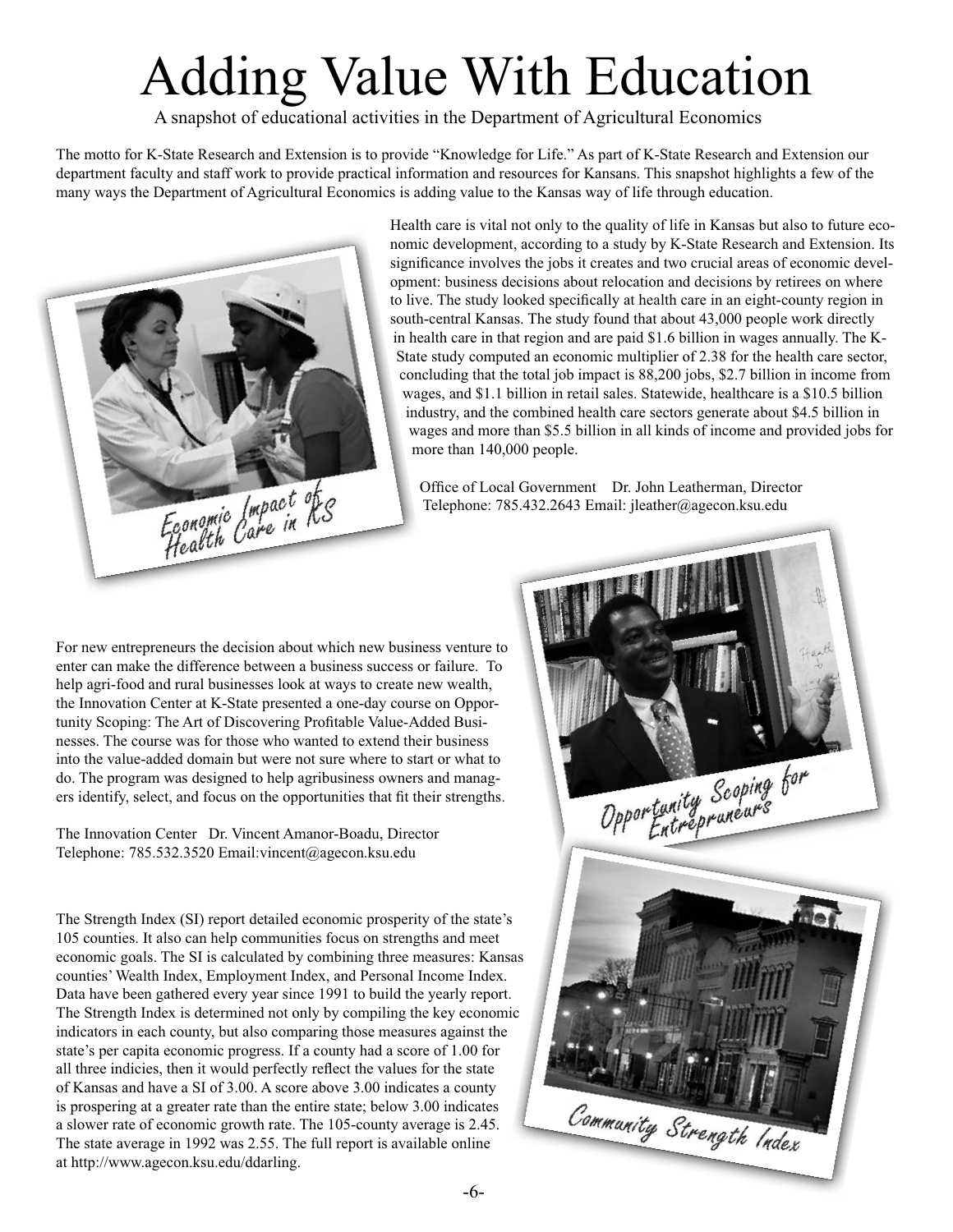# Adding Value With Education

A snapshot of educational activities in the Department of Agricultural Economics

The motto for K-State Research and Extension is to provide "Knowledge for Life." As part of K-State Research and Extension our department faculty and staff work to provide practical information and resources for Kansans. This snapshot highlights a few of the many ways the Department of Agricultural Economics is adding value to the Kansas way of life through education.

Economic Impact of Health Care in KS

Health care is vital not only to the quality of life in Kansas but also to future economic development, according to a study by K-State Research and Extension. Its significance involves the jobs it creates and two crucial areas of economic development: business decisions about relocation and decisions by retirees on where to live. The study looked specifically at health care in an eight-county region in south-central Kansas. The study found that about 43,000 people work directly in health care in that region and are paid $1.6 billion in wages annually. The K-State study computed an economic multiplier of 2.38 for the health care sector, concluding that the total job impact is 88,200 jobs, $2.7 billion in income from wages, and $1.1 billion in retail sales. Statewide, healthcare is a $10.5 billion industry, and the combined health care sectors generate about $4.5 billion in wages and more than $5.5 billion in all kinds of income and provided jobs for more than 140,000 people.

Office of Local Government Dr. John Leatherman, Director
Telephone: 785.432.2643 Email: jleather@agecon.ksu.edu

Opportunity Scoping for Entrepreneurs

For new entrepreneurs the decision about which new business venture to enter can make the difference between a business success or failure. To help agri-food and rural businesses look at ways to create new wealth, the Innovation Center at K-State presented a one-day course on Opportunity Scoping: The Art of Discovering Profitable Value-Added Businesses. The course was for those who wanted to extend their business into the value-added domain but were not sure where to start or what to do. The program was designed to help agribusiness owners and managers identify, select, and focus on the opportunities that fit their strengths.

The Innovation Center Dr. Vincent Amanor-Boadu, Director
Telephone: 785.532.3520 Email:vincent@agecon.ksu.edu

Community Strength Index

The Strength Index (SI) report detailed economic prosperity of the state's 105 counties. It also can help communities focus on strengths and meet economic goals. The SI is calculated by combining three measures: Kansas counties' Wealth Index, Employment Index, and Personal Income Index. Data have been gathered every year since 1991 to build the yearly report. The Strength Index is determined not only by compiling the key economic indicators in each county, but also comparing those measures against the state's per capita economic progress. If a county had a score of 1.00 for all three indicies, then it would perfectly reflect the values for the state of Kansas and have a SI of 3.00. A score above 3.00 indicates a county is prospering at a greater rate than the entire state; below 3.00 indicates a slower rate of economic growth rate. The 105-county average is 2.45. The state average in 1992 was 2.55. The full report is available online at http://www.agecon.ksu.edu/ddarling.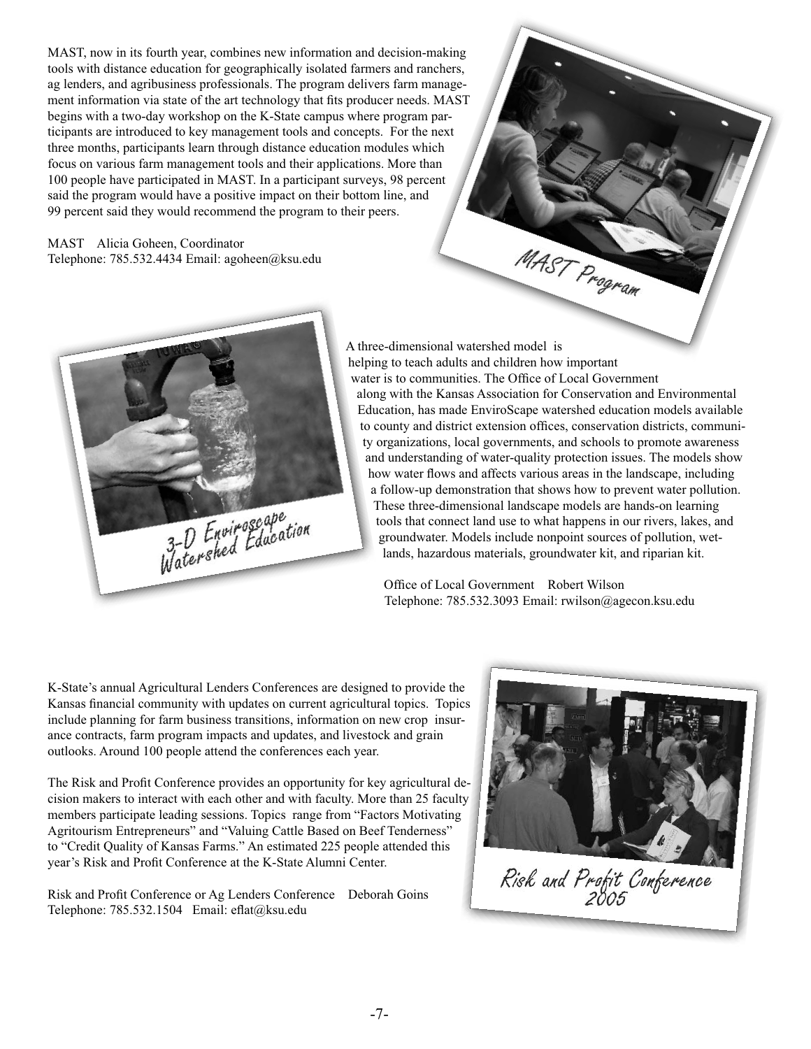MAST, now in its fourth year, combines new information and decision-making tools with distance education for geographically isolated farmers and ranchers, ag lenders, and agribusiness professionals. The program delivers farm management information via state of the art technology that fits producer needs. MAST begins with a two-day workshop on the K-State campus where program participants are introduced to key management tools and concepts. For the next three months, participants learn through distance education modules which focus on various farm management tools and their applications. More than 100 people have participated in MAST. In a participant surveys, 98 percent said the program would have a positive impact on their bottom line, and 99 percent said they would recommend the program to their peers.

MAST Alicia Goheen, Coordinator
Telephone: 785.532.4434 Email: agoheen@ksu.edu

MAST Program

A three-dimensional watershed model is helping to teach adults and children how important water is to communities. The Office of Local Government along with the Kansas Association for Conservation and Environmental Education, has made EnviroScape watershed education models available to county and district extension offices, conservation districts, community organizations, local governments, and schools to promote awareness and understanding of water-quality protection issues. The models show how water flows and affects various areas in the landscape, including a follow-up demonstration that shows how to prevent water pollution. These three-dimensional landscape models are hands-on learning tools that connect land use to what happens in our rivers, lakes, and groundwater. Models include nonpoint sources of pollution, wetlands, hazardous materials, groundwater kit, and riparian kit.

Office of Local Government Robert Wilson
Telephone: 785.532.3093 Email: rwilson@agecon.ksu.edu

3-D Enviroscape Watershed Education

K-State's annual Agricultural Lenders Conferences are designed to provide the Kansas financial community with updates on current agricultural topics. Topics include planning for farm business transitions, information on new crop insurance contracts, farm program impacts and updates, and livestock and grain outlooks. Around 100 people attend the conferences each year.

The Risk and Profit Conference provides an opportunity for key agricultural decision makers to interact with each other and with faculty. More than 25 faculty members participate leading sessions. Topics range from "Factors Motivating Agritourism Entrepreneurs" and "Valuing Cattle Based on Beef Tenderness" to "Credit Quality of Kansas Farms." An estimated 225 people attended this year's Risk and Profit Conference at the K-State Alumni Center.

Risk and Profit Conference or Ag Lenders Conference Deborah Goins
Telephone: 785.532.1504 Email: eflat@ksu.edu

Risk and Profit Conference 2005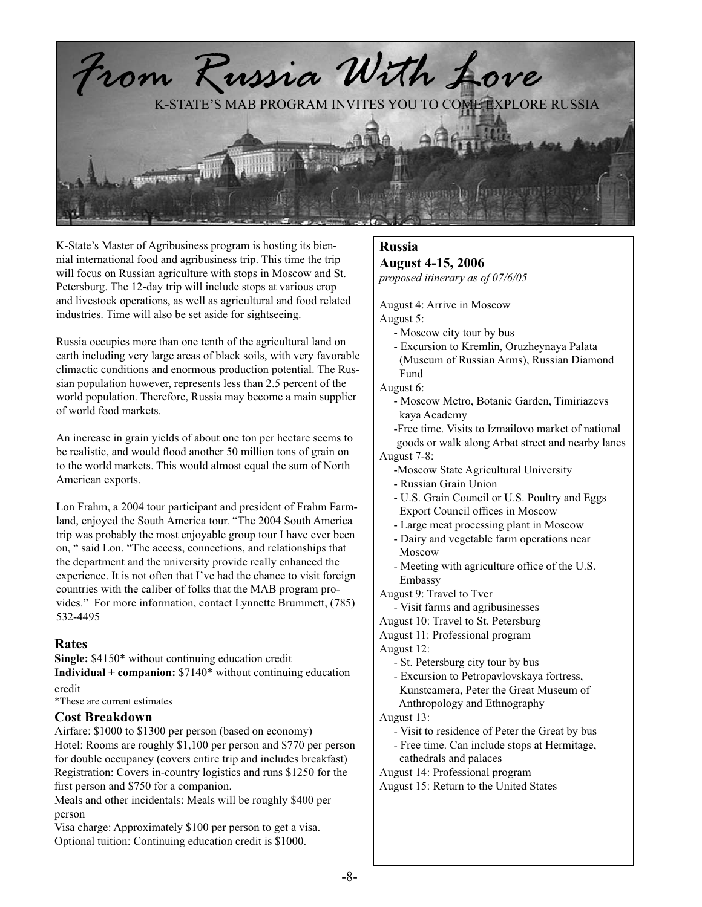# From Russia With Love

K-STATE'S MAB PROGRAM INVITES YOU TO COME EXPLORE RUSSIA

K-State's Master of Agribusiness program is hosting its biennial international food and agribusiness trip. This time the trip will focus on Russian agriculture with stops in Moscow and St. Petersburg. The 12-day trip will include stops at various crop and livestock operations, as well as agricultural and food related industries. Time will also be set aside for sightseeing.

Russia occupies more than one tenth of the agricultural land on earth including very large areas of black soils, with very favorable climactic conditions and enormous production potential. The Russian population however, represents less than 2.5 percent of the world population. Therefore, Russia may become a main supplier of world food markets.

An increase in grain yields of about one ton per hectare seems to be realistic, and would flood another 50 million tons of grain on to the world markets. This would almost equal the sum of North American exports.

Lon Frahm, a 2004 tour participant and president of Frahm Farmland, enjoyed the South America tour. "The 2004 South America trip was probably the most enjoyable group tour I have ever been on, " said Lon. "The access, connections, and relationships that the department and the university provide really enhanced the experience. It is not often that I've had the chance to visit foreign countries with the caliber of folks that the MAB program provides." For more information, contact Lynnette Brummett, (785) 532-4495

## Rates

**Single:** $4150* without continuing education credit
**Individual + companion:** $7140* without continuing education credit

*These are current estimates

## Cost Breakdown

Airfare: $1000 to $1300 per person (based on economy)
Hotel: Rooms are roughly $1,100 per person and $770 per person for double occupancy (covers entire trip and includes breakfast)
Registration: Covers in-country logistics and runs $1250 for the first person and $750 for a companion.
Meals and other incidentals: Meals will be roughly $400 per person
Visa charge: Approximately $100 per person to get a visa.
Optional tuition: Continuing education credit is $1000.

## Russia
## August 4-15, 2006

*proposed itinerary as of 07/6/05*

August 4: Arrive in Moscow

August 5:
- Moscow city tour by bus
- Excursion to Kremlin, Oruzheynaya Palata (Museum of Russian Arms), Russian Diamond Fund

August 6:
- Moscow Metro, Botanic Garden, Timiriazevskaya Academy
- Free time. Visits to Izmailovo market of national goods or walk along Arbat street and nearby lanes

August 7-8:
- Moscow State Agricultural University
- Russian Grain Union
- U.S. Grain Council or U.S. Poultry and Eggs Export Council offices in Moscow
- Large meat processing plant in Moscow
- Dairy and vegetable farm operations near Moscow
- Meeting with agriculture office of the U.S. Embassy

August 9: Travel to Tver
- Visit farms and agribusinesses

August 10: Travel to St. Petersburg

August 11: Professional program

August 12:
- St. Petersburg city tour by bus
- Excursion to Petropavlovskaya fortress, Kunstcamera, Peter the Great Museum of Anthropology and Ethnography

August 13:
- Visit to residence of Peter the Great by bus
- Free time. Can include stops at Hermitage, cathedrals and palaces

August 14: Professional program

August 15: Return to the United States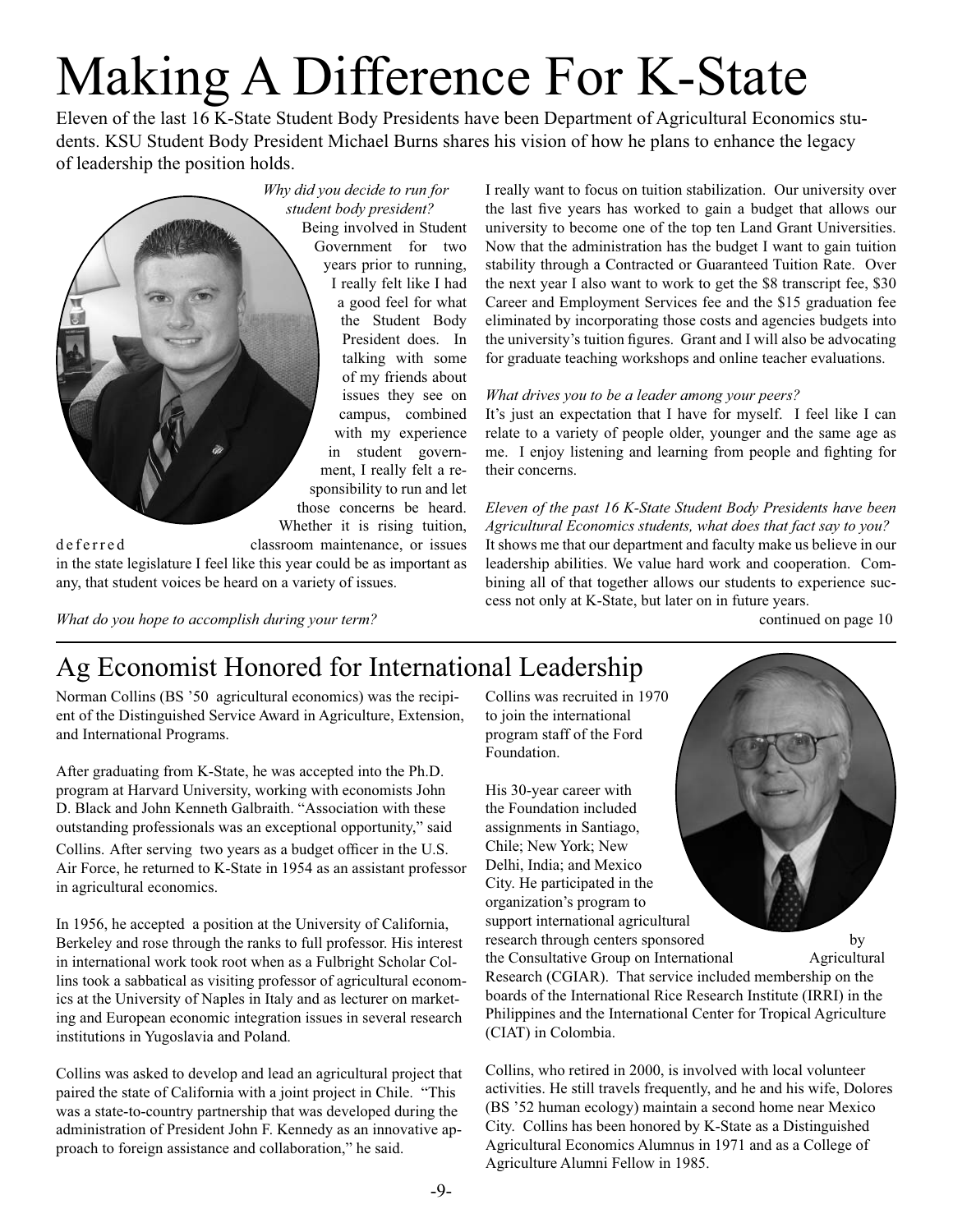# Making A Difference For K-State

Eleven of the last 16 K-State Student Body Presidents have been Department of Agricultural Economics students. KSU Student Body President Michael Burns shares his vision of how he plans to enhance the legacy of leadership the position holds.

*Why did you decide to run for student body president?*

Being involved in Student Government for two years prior to running, I really felt like I had a good feel for what the Student Body President does. In talking with some of my friends about issues they see on campus, combined with my experience in student government, I really felt a responsibility to run and let those concerns be heard. Whether it is rising tuition, deferred classroom maintenance, or issues in the state legislature I feel like this year could be as important as any, that student voices be heard on a variety of issues.

*What do you hope to accomplish during your term?*

I really want to focus on tuition stabilization. Our university over the last five years has worked to gain a budget that allows our university to become one of the top ten Land Grant Universities. Now that the administration has the budget I want to gain tuition stability through a Contracted or Guaranteed Tuition Rate. Over the next year I also want to work to get the $8 transcript fee, $30 Career and Employment Services fee and the $15 graduation fee eliminated by incorporating those costs and agencies budgets into the university's tuition figures. Grant and I will also be advocating for graduate teaching workshops and online teacher evaluations.

*What drives you to be a leader among your peers?*

It's just an expectation that I have for myself. I feel like I can relate to a variety of people older, younger and the same age as me. I enjoy listening and learning from people and fighting for their concerns.

*Eleven of the past 16 K-State Student Body Presidents have been Agricultural Economics students, what does that fact say to you?*

It shows me that our department and faculty make us believe in our leadership abilities. We value hard work and cooperation. Combining all of that together allows our students to experience success not only at K-State, but later on in future years.

continued on page 10

## Ag Economist Honored for International Leadership

Norman Collins (BS '50 agricultural economics) was the recipient of the Distinguished Service Award in Agriculture, Extension, and International Programs.

After graduating from K-State, he was accepted into the Ph.D. program at Harvard University, working with economists John D. Black and John Kenneth Galbraith. "Association with these outstanding professionals was an exceptional opportunity," said Collins. After serving two years as a budget officer in the U.S. Air Force, he returned to K-State in 1954 as an assistant professor in agricultural economics.

In 1956, he accepted a position at the University of California, Berkeley and rose through the ranks to full professor. His interest in international work took root when as a Fulbright Scholar Collins took a sabbatical as visiting professor of agricultural economics at the University of Naples in Italy and as lecturer on marketing and European economic integration issues in several research institutions in Yugoslavia and Poland.

Collins was asked to develop and lead an agricultural project that paired the state of California with a joint project in Chile. "This was a state-to-country partnership that was developed during the administration of President John F. Kennedy as an innovative approach to foreign assistance and collaboration," he said.

Collins was recruited in 1970 to join the international program staff of the Ford Foundation.

His 30-year career with the Foundation included assignments in Santiago, Chile; New York; New Delhi, India; and Mexico City. He participated in the organization's program to support international agricultural research through centers sponsored by the Consultative Group on International Agricultural Research (CGIAR). That service included membership on the boards of the International Rice Research Institute (IRRI) in the Philippines and the International Center for Tropical Agriculture (CIAT) in Colombia.

Collins, who retired in 2000, is involved with local volunteer activities. He still travels frequently, and he and his wife, Dolores (BS '52 human ecology) maintain a second home near Mexico City. Collins has been honored by K-State as a Distinguished Agricultural Economics Alumnus in 1971 and as a College of Agriculture Alumni Fellow in 1985.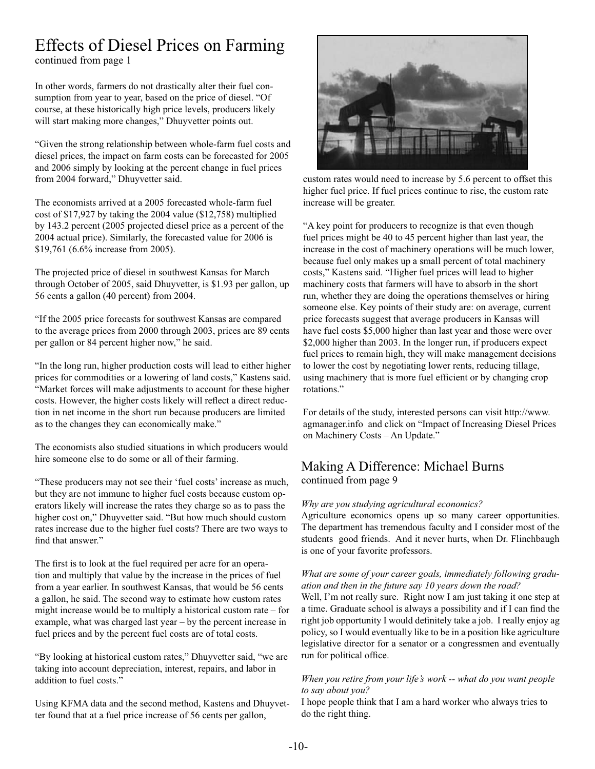# Effects of Diesel Prices on Farming

continued from page 1

In other words, farmers do not drastically alter their fuel consumption from year to year, based on the price of diesel. "Of course, at these historically high price levels, producers likely will start making more changes," Dhuyvetter points out.

"Given the strong relationship between whole-farm fuel costs and diesel prices, the impact on farm costs can be forecasted for 2005 and 2006 simply by looking at the percent change in fuel prices from 2004 forward," Dhuyvetter said.

The economists arrived at a 2005 forecasted whole-farm fuel cost of $17,927 by taking the 2004 value ($12,758) multiplied by 143.2 percent (2005 projected diesel price as a percent of the 2004 actual price). Similarly, the forecasted value for 2006 is $19,761 (6.6% increase from 2005).

The projected price of diesel in southwest Kansas for March through October of 2005, said Dhuyvetter, is $1.93 per gallon, up 56 cents a gallon (40 percent) from 2004.

"If the 2005 price forecasts for southwest Kansas are compared to the average prices from 2000 through 2003, prices are 89 cents per gallon or 84 percent higher now," he said.

"In the long run, higher production costs will lead to either higher prices for commodities or a lowering of land costs," Kastens said. "Market forces will make adjustments to account for these higher costs. However, the higher costs likely will reflect a direct reduction in net income in the short run because producers are limited as to the changes they can economically make."

The economists also studied situations in which producers would hire someone else to do some or all of their farming.

"These producers may not see their 'fuel costs' increase as much, but they are not immune to higher fuel costs because custom operators likely will increase the rates they charge so as to pass the higher cost on," Dhuyvetter said. "But how much should custom rates increase due to the higher fuel costs? There are two ways to find that answer."

The first is to look at the fuel required per acre for an operation and multiply that value by the increase in the prices of fuel from a year earlier. In southwest Kansas, that would be 56 cents a gallon, he said. The second way to estimate how custom rates might increase would be to multiply a historical custom rate – for example, what was charged last year – by the percent increase in fuel prices and by the percent fuel costs are of total costs.

"By looking at historical custom rates," Dhuyvetter said, "we are taking into account depreciation, interest, repairs, and labor in addition to fuel costs."

Using KFMA data and the second method, Kastens and Dhuyvetter found that at a fuel price increase of 56 cents per gallon, custom rates would need to increase by 5.6 percent to offset this higher fuel price. If fuel prices continue to rise, the custom rate increase will be greater.

"A key point for producers to recognize is that even though fuel prices might be 40 to 45 percent higher than last year, the increase in the cost of machinery operations will be much lower, because fuel only makes up a small percent of total machinery costs," Kastens said. "Higher fuel prices will lead to higher machinery costs that farmers will have to absorb in the short run, whether they are doing the operations themselves or hiring someone else. Key points of their study are: on average, current price forecasts suggest that average producers in Kansas will have fuel costs $5,000 higher than last year and those were over $2,000 higher than 2003. In the longer run, if producers expect fuel prices to remain high, they will make management decisions to lower the cost by negotiating lower rents, reducing tillage, using machinery that is more fuel efficient or by changing crop rotations."

For details of the study, interested persons can visit http://www.agmanager.info and click on "Impact of Increasing Diesel Prices on Machinery Costs – An Update."

# Making A Difference: Michael Burns

continued from page 9

*Why are you studying agricultural economics?*

Agriculture economics opens up so many career opportunities. The department has tremendous faculty and I consider most of the students good friends. And it never hurts, when Dr. Flinchbaugh is one of your favorite professors.

*What are some of your career goals, immediately following graduation and then in the future say 10 years down the road?*

Well, I'm not really sure. Right now I am just taking it one step at a time. Graduate school is always a possibility and if I can find the right job opportunity I would definitely take a job. I really enjoy ag policy, so I would eventually like to be in a position like agriculture legislative director for a senator or a congressmen and eventually run for political office.

*When you retire from your life's work -- what do you want people to say about you?*

I hope people think that I am a hard worker who always tries to do the right thing.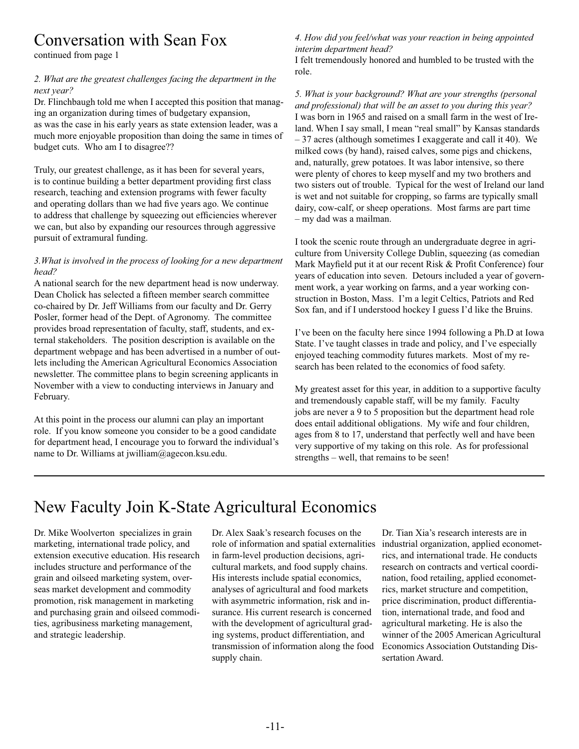# Conversation with Sean Fox

continued from page 1

*2. What are the greatest challenges facing the department in the next year?*

Dr. Flinchbaugh told me when I accepted this position that managing an organization during times of budgetary expansion, as was the case in his early years as state extension leader, was a much more enjoyable proposition than doing the same in times of budget cuts. Who am I to disagree??

Truly, our greatest challenge, as it has been for several years, is to continue building a better department providing first class research, teaching and extension programs with fewer faculty and operating dollars than we had five years ago. We continue to address that challenge by squeezing out efficiencies wherever we can, but also by expanding our resources through aggressive pursuit of extramural funding.

*3.What is involved in the process of looking for a new department head?*

A national search for the new department head is now underway. Dean Cholick has selected a fifteen member search committee co-chaired by Dr. Jeff Williams from our faculty and Dr. Gerry Posler, former head of the Dept. of Agronomy. The committee provides broad representation of faculty, staff, students, and external stakeholders. The position description is available on the department webpage and has been advertised in a number of outlets including the American Agricultural Economics Association newsletter. The committee plans to begin screening applicants in November with a view to conducting interviews in January and February.

At this point in the process our alumni can play an important role. If you know someone you consider to be a good candidate for department head, I encourage you to forward the individual's name to Dr. Williams at jwilliam@agecon.ksu.edu.

*4. How did you feel/what was your reaction in being appointed interim department head?*

I felt tremendously honored and humbled to be trusted with the role.

*5. What is your background? What are your strengths (personal and professional) that will be an asset to you during this year?*

I was born in 1965 and raised on a small farm in the west of Ireland. When I say small, I mean "real small" by Kansas standards – 37 acres (although sometimes I exaggerate and call it 40). We milked cows (by hand), raised calves, some pigs and chickens, and, naturally, grew potatoes. It was labor intensive, so there were plenty of chores to keep myself and my two brothers and two sisters out of trouble. Typical for the west of Ireland our land is wet and not suitable for cropping, so farms are typically small dairy, cow-calf, or sheep operations. Most farms are part time – my dad was a mailman.

I took the scenic route through an undergraduate degree in agriculture from University College Dublin, squeezing (as comedian Mark Mayfield put it at our recent Risk & Profit Conference) four years of education into seven. Detours included a year of government work, a year working on farms, and a year working construction in Boston, Mass. I'm a legit Celtics, Patriots and Red Sox fan, and if I understood hockey I guess I'd like the Bruins.

I've been on the faculty here since 1994 following a Ph.D at Iowa State. I've taught classes in trade and policy, and I've especially enjoyed teaching commodity futures markets. Most of my research has been related to the economics of food safety.

My greatest asset for this year, in addition to a supportive faculty and tremendously capable staff, will be my family. Faculty jobs are never a 9 to 5 proposition but the department head role does entail additional obligations. My wife and four children, ages from 8 to 17, understand that perfectly well and have been very supportive of my taking on this role. As for professional strengths – well, that remains to be seen!

# New Faculty Join K-State Agricultural Economics

Dr. Mike Woolverton specializes in grain marketing, international trade policy, and extension executive education. His research includes structure and performance of the grain and oilseed marketing system, overseas market development and commodity promotion, risk management in marketing and purchasing grain and oilseed commodities, agribusiness marketing management, and strategic leadership.

Dr. Alex Saak's research focuses on the role of information and spatial externalities in farm-level production decisions, agricultural markets, and food supply chains. His interests include spatial economics, analyses of agricultural and food markets with asymmetric information, risk and insurance. His current research is concerned with the development of agricultural grading systems, product differentiation, and transmission of information along the food supply chain.

Dr. Tian Xia's research interests are in industrial organization, applied econometrics, and international trade. He conducts research on contracts and vertical coordination, food retailing, applied econometrics, market structure and competition, price discrimination, product differentiation, international trade, and food and agricultural marketing. He is also the winner of the 2005 American Agricultural Economics Association Outstanding Dissertation Award.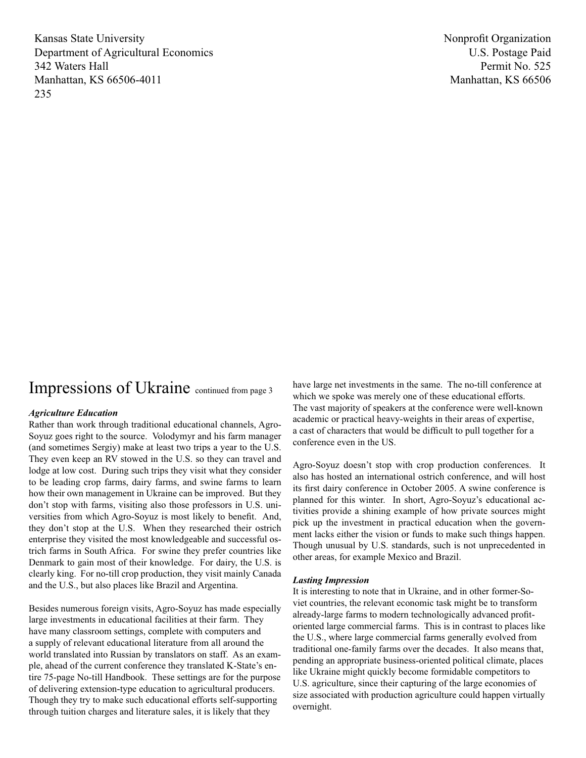Kansas State University
Department of Agricultural Economics
342 Waters Hall
Manhattan, KS 66506-4011
235

Nonprofit Organization
U.S. Postage Paid
Permit No. 525
Manhattan, KS 66506

# Impressions of Ukraine continued from page 3

***Agriculture Education***

Rather than work through traditional educational channels, Agro-Soyuz goes right to the source. Volodymyr and his farm manager (and sometimes Sergiy) make at least two trips a year to the U.S. They even keep an RV stowed in the U.S. so they can travel and lodge at low cost. During such trips they visit what they consider to be leading crop farms, dairy farms, and swine farms to learn how their own management in Ukraine can be improved. But they don't stop with farms, visiting also those professors in U.S. universities from which Agro-Soyuz is most likely to benefit. And, they don't stop at the U.S. When they researched their ostrich enterprise they visited the most knowledgeable and successful ostrich farms in South Africa. For swine they prefer countries like Denmark to gain most of their knowledge. For dairy, the U.S. is clearly king. For no-till crop production, they visit mainly Canada and the U.S., but also places like Brazil and Argentina.

Besides numerous foreign visits, Agro-Soyuz has made especially large investments in educational facilities at their farm. They have many classroom settings, complete with computers and a supply of relevant educational literature from all around the world translated into Russian by translators on staff. As an example, ahead of the current conference they translated K-State's entire 75-page No-till Handbook. These settings are for the purpose of delivering extension-type education to agricultural producers. Though they try to make such educational efforts self-supporting through tuition charges and literature sales, it is likely that they have large net investments in the same. The no-till conference at which we spoke was merely one of these educational efforts. The vast majority of speakers at the conference were well-known academic or practical heavy-weights in their areas of expertise, a cast of characters that would be difficult to pull together for a conference even in the US.

Agro-Soyuz doesn't stop with crop production conferences. It also has hosted an international ostrich conference, and will host its first dairy conference in October 2005. A swine conference is planned for this winter. In short, Agro-Soyuz's educational activities provide a shining example of how private sources might pick up the investment in practical education when the government lacks either the vision or funds to make such things happen. Though unusual by U.S. standards, such is not unprecedented in other areas, for example Mexico and Brazil.

***Lasting Impression***

It is interesting to note that in Ukraine, and in other former-Soviet countries, the relevant economic task might be to transform already-large farms to modern technologically advanced profit-oriented large commercial farms. This is in contrast to places like the U.S., where large commercial farms generally evolved from traditional one-family farms over the decades. It also means that, pending an appropriate business-oriented political climate, places like Ukraine might quickly become formidable competitors to U.S. agriculture, since their capturing of the large economies of size associated with production agriculture could happen virtually overnight.